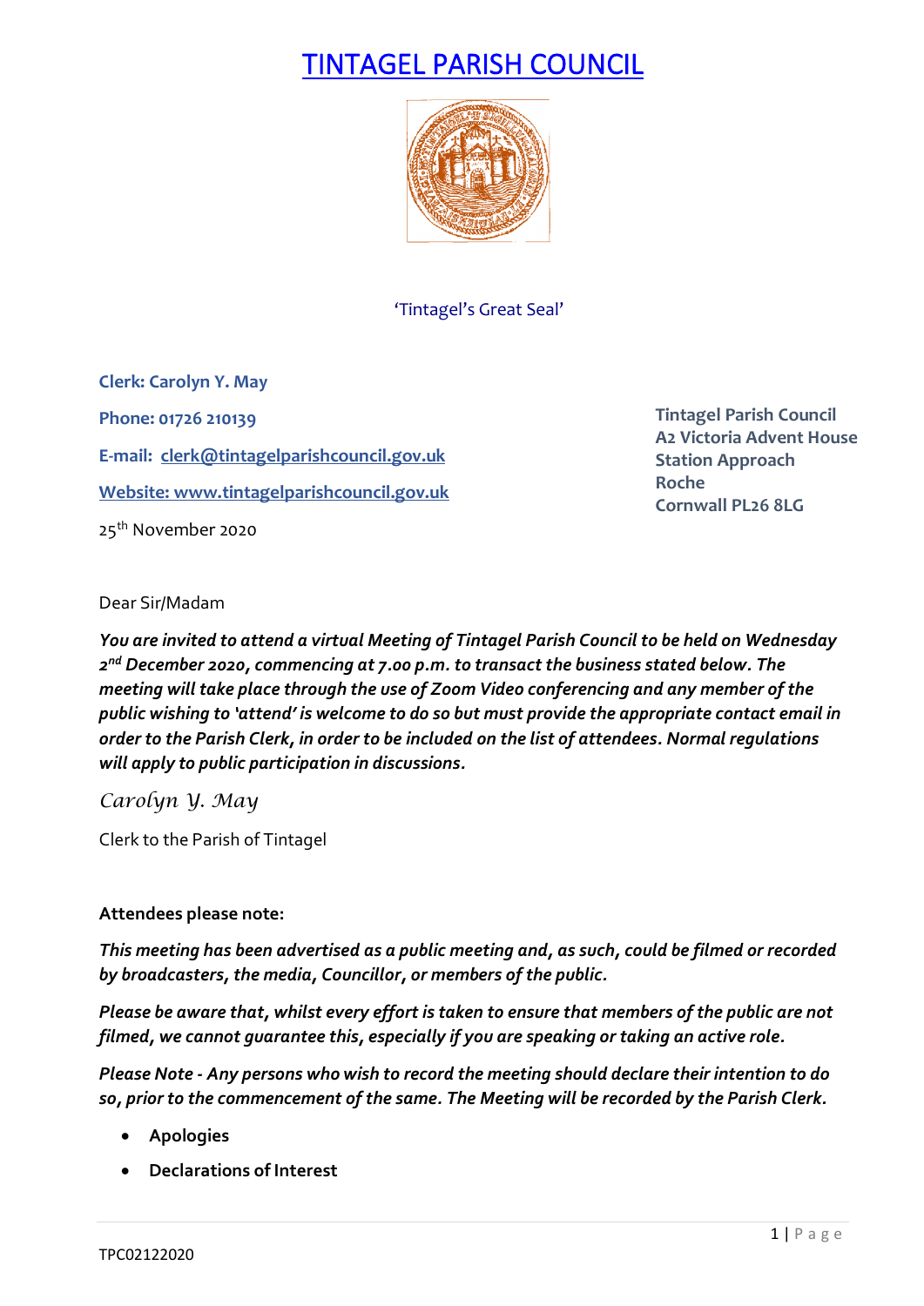# TINTAGEL PARISH COUNCIL

'Tintagel's Great Seal'

**Clerk: Carolyn Y. May**

**Phone: 01726 210139**

**E-mail: clerk@tintagelparishcouncil.gov.uk**

**Website: www.tintagelparishcouncil.gov.uk**

25th November 2020

**Tintagel Parish Council**
**A2 Victoria Advent House**
**Station Approach**
**Roche**
**Cornwall PL26 8LG**

Dear Sir/Madam

***You are invited to attend a virtual Meeting of Tintagel Parish Council to be held on Wednesday 2nd December 2020, commencing at 7.00 p.m. to transact the business stated below. The meeting will take place through the use of Zoom Video conferencing and any member of the public wishing to 'attend' is welcome to do so but must provide the appropriate contact email in order to the Parish Clerk, in order to be included on the list of attendees. Normal regulations will apply to public participation in discussions.***

*Carolyn Y. May*

Clerk to the Parish of Tintagel

**Attendees please note:**

***This meeting has been advertised as a public meeting and, as such, could be filmed or recorded by broadcasters, the media, Councillor, or members of the public.***

***Please be aware that, whilst every effort is taken to ensure that members of the public are not filmed, we cannot guarantee this, especially if you are speaking or taking an active role.***

***Please Note - Any persons who wish to record the meeting should declare their intention to do so, prior to the commencement of the same. The Meeting will be recorded by the Parish Clerk.***

- **Apologies**
- **Declarations of Interest**

TPC02122020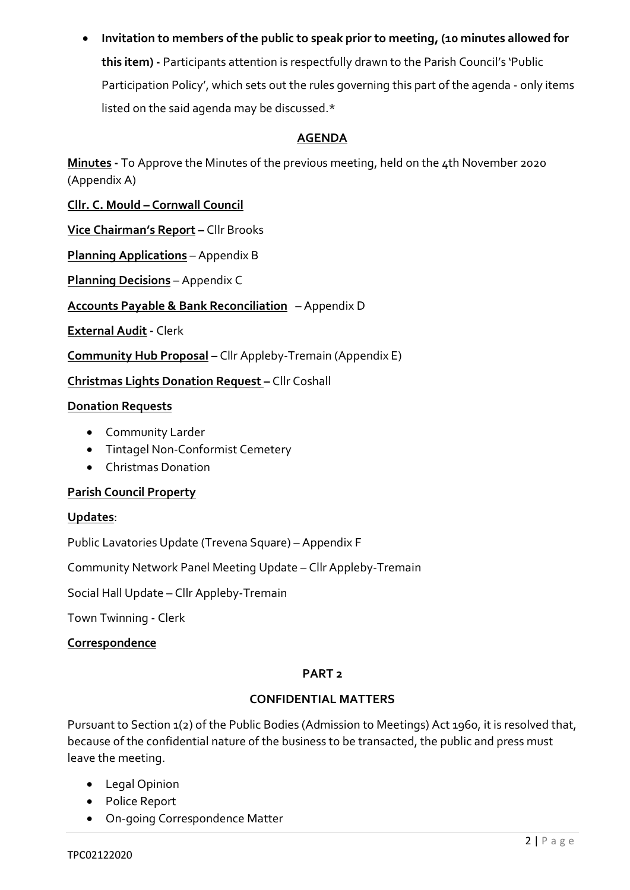- **Invitation to members of the public to speak prior to meeting, (10 minutes allowed for this item) -** Participants attention is respectfully drawn to the Parish Council's 'Public Participation Policy', which sets out the rules governing this part of the agenda - only items listed on the said agenda may be discussed.*

## AGENDA

**Minutes -** To Approve the Minutes of the previous meeting, held on the 4th November 2020 (Appendix A)

**Cllr. C. Mould – Cornwall Council**

**Vice Chairman's Report –** Cllr Brooks

**Planning Applications** – Appendix B

**Planning Decisions** – Appendix C

**Accounts Payable & Bank Reconciliation** – Appendix D

**External Audit -** Clerk

**Community Hub Proposal –** Cllr Appleby-Tremain (Appendix E)

**Christmas Lights Donation Request –** Cllr Coshall

**Donation Requests**

- Community Larder
- Tintagel Non-Conformist Cemetery
- Christmas Donation

**Parish Council Property**

**Updates**:

Public Lavatories Update (Trevena Square) – Appendix F

Community Network Panel Meeting Update – Cllr Appleby-Tremain

Social Hall Update – Cllr Appleby-Tremain

Town Twinning - Clerk

**Correspondence**

## PART 2

## CONFIDENTIAL MATTERS

Pursuant to Section 1(2) of the Public Bodies (Admission to Meetings) Act 1960, it is resolved that, because of the confidential nature of the business to be transacted, the public and press must leave the meeting.

- Legal Opinion
- Police Report
- On-going Correspondence Matter

TPC02122020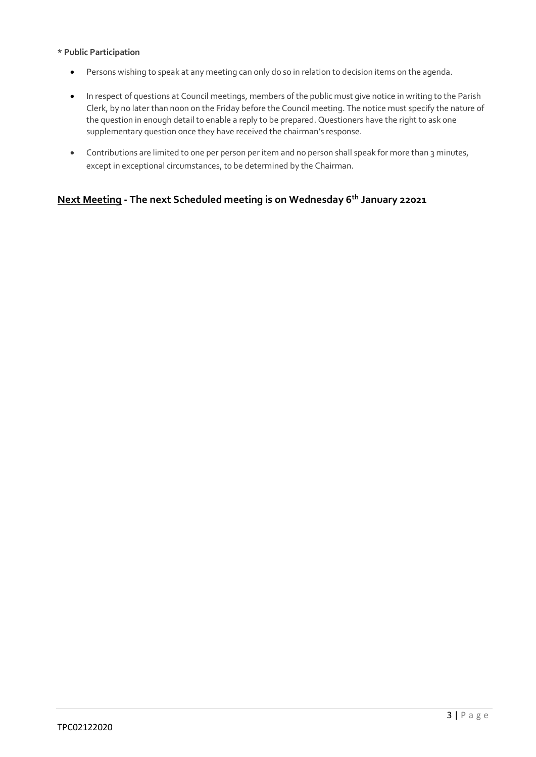**\* Public Participation**

- Persons wishing to speak at any meeting can only do so in relation to decision items on the agenda.
- In respect of questions at Council meetings, members of the public must give notice in writing to the Parish Clerk, by no later than noon on the Friday before the Council meeting. The notice must specify the nature of the question in enough detail to enable a reply to be prepared. Questioners have the right to ask one supplementary question once they have received the chairman's response.
- Contributions are limited to one per person per item and no person shall speak for more than 3 minutes, except in exceptional circumstances, to be determined by the Chairman.

## <u>Next Meeting</u> - The next Scheduled meeting is on Wednesday 6th January 22021

TPC02122020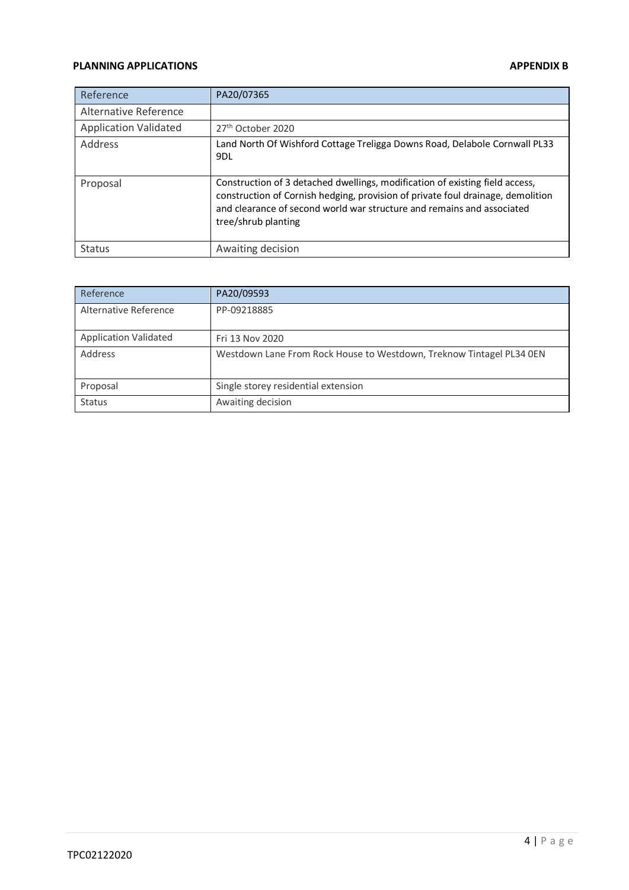**PLANNING APPLICATIONS** **APPENDIX B**

| Reference | PA20/07365 |
|---|---|
| Alternative Reference | |
| Application Validated | 27th October 2020 |
| Address | Land North Of Wishford Cottage Treligga Downs Road, Delabole Cornwall PL33 9DL |
| Proposal | Construction of 3 detached dwellings, modification of existing field access, construction of Cornish hedging, provision of private foul drainage, demolition and clearance of second world war structure and remains and associated tree/shrub planting |
| Status | Awaiting decision |

| Reference | PA20/09593 |
|---|---|
| Alternative Reference | PP-09218885 |
| Application Validated | Fri 13 Nov 2020 |
| Address | Westdown Lane From Rock House to Westdown, Treknow Tintagel PL34 0EN |
| Proposal | Single storey residential extension |
| Status | Awaiting decision |

TPC02122020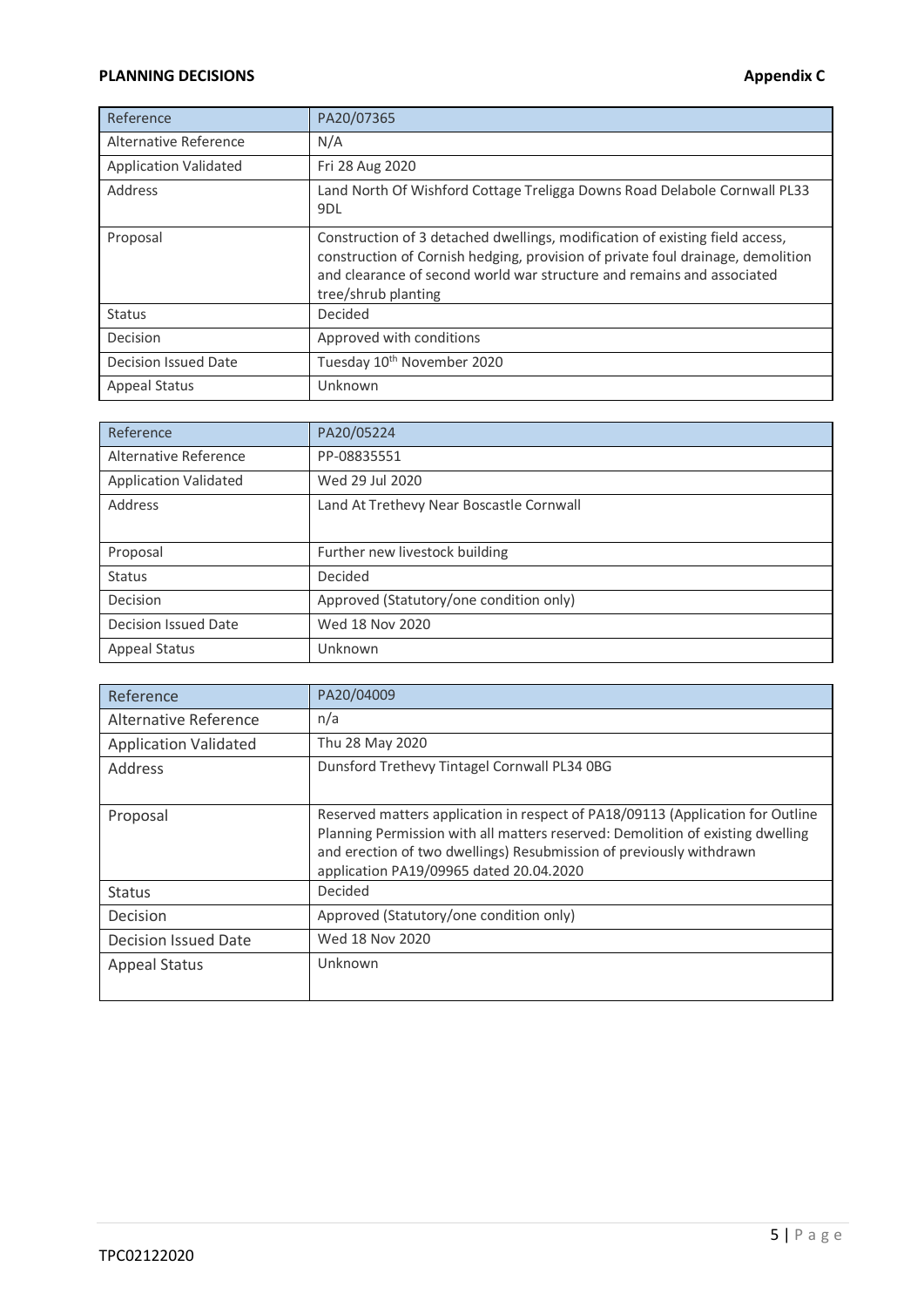**PLANNING DECISIONS** **Appendix C**

| Reference | PA20/07365 |
|---|---|
| Alternative Reference | N/A |
| Application Validated | Fri 28 Aug 2020 |
| Address | Land North Of Wishford Cottage Treligga Downs Road Delabole Cornwall PL33 9DL |
| Proposal | Construction of 3 detached dwellings, modification of existing field access, construction of Cornish hedging, provision of private foul drainage, demolition and clearance of second world war structure and remains and associated tree/shrub planting |
| Status | Decided |
| Decision | Approved with conditions |
| Decision Issued Date | Tuesday 10th November 2020 |
| Appeal Status | Unknown |

| Reference | PA20/05224 |
|---|---|
| Alternative Reference | PP-08835551 |
| Application Validated | Wed 29 Jul 2020 |
| Address | Land At Trethevy Near Boscastle Cornwall |
| Proposal | Further new livestock building |
| Status | Decided |
| Decision | Approved (Statutory/one condition only) |
| Decision Issued Date | Wed 18 Nov 2020 |
| Appeal Status | Unknown |

| Reference | PA20/04009 |
|---|---|
| Alternative Reference | n/a |
| Application Validated | Thu 28 May 2020 |
| Address | Dunsford Trethevy Tintagel Cornwall PL34 0BG |
| Proposal | Reserved matters application in respect of PA18/09113 (Application for Outline Planning Permission with all matters reserved: Demolition of existing dwelling and erection of two dwellings) Resubmission of previously withdrawn application PA19/09965 dated 20.04.2020 |
| Status | Decided |
| Decision | Approved (Statutory/one condition only) |
| Decision Issued Date | Wed 18 Nov 2020 |
| Appeal Status | Unknown |

TPC02122020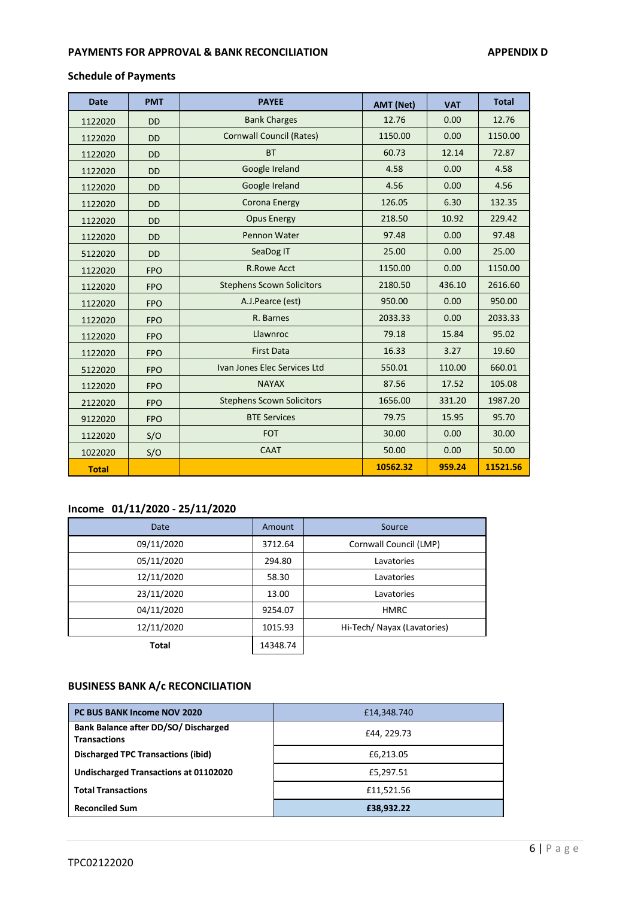## PAYMENTS FOR APPROVAL & BANK RECONCILIATION

**APPENDIX D**

### Schedule of Payments

| Date | PMT | PAYEE | AMT (Net) | VAT | Total |
|---|---|---|---|---|---|
| 1122020 | DD | Bank Charges | 12.76 | 0.00 | 12.76 |
| 1122020 | DD | Cornwall Council (Rates) | 1150.00 | 0.00 | 1150.00 |
| 1122020 | DD | BT | 60.73 | 12.14 | 72.87 |
| 1122020 | DD | Google Ireland | 4.58 | 0.00 | 4.58 |
| 1122020 | DD | Google Ireland | 4.56 | 0.00 | 4.56 |
| 1122020 | DD | Corona Energy | 126.05 | 6.30 | 132.35 |
| 1122020 | DD | Opus Energy | 218.50 | 10.92 | 229.42 |
| 1122020 | DD | Pennon Water | 97.48 | 0.00 | 97.48 |
| 5122020 | DD | SeaDog IT | 25.00 | 0.00 | 25.00 |
| 1122020 | FPO | R.Rowe Acct | 1150.00 | 0.00 | 1150.00 |
| 1122020 | FPO | Stephens Scown Solicitors | 2180.50 | 436.10 | 2616.60 |
| 1122020 | FPO | A.J.Pearce (est) | 950.00 | 0.00 | 950.00 |
| 1122020 | FPO | R. Barnes | 2033.33 | 0.00 | 2033.33 |
| 1122020 | FPO | Llawnroc | 79.18 | 15.84 | 95.02 |
| 1122020 | FPO | First Data | 16.33 | 3.27 | 19.60 |
| 5122020 | FPO | Ivan Jones Elec Services Ltd | 550.01 | 110.00 | 660.01 |
| 1122020 | FPO | NAYAX | 87.56 | 17.52 | 105.08 |
| 2122020 | FPO | Stephens Scown Solicitors | 1656.00 | 331.20 | 1987.20 |
| 9122020 | FPO | BTE Services | 79.75 | 15.95 | 95.70 |
| 1122020 | S/O | FOT | 30.00 | 0.00 | 30.00 |
| 1022020 | S/O | CAAT | 50.00 | 0.00 | 50.00 |
| **Total** | | | **10562.32** | **959.24** | **11521.56** |

### Income 01/11/2020 - 25/11/2020

| Date | Amount | Source |
|---|---|---|
| 09/11/2020 | 3712.64 | Cornwall Council (LMP) |
| 05/11/2020 | 294.80 | Lavatories |
| 12/11/2020 | 58.30 | Lavatories |
| 23/11/2020 | 13.00 | Lavatories |
| 04/11/2020 | 9254.07 | HMRC |
| 12/11/2020 | 1015.93 | Hi-Tech/ Nayax (Lavatories) |
| **Total** | 14348.74 | |

### BUSINESS BANK A/c RECONCILIATION

| | |
|---|---|
| **PC BUS BANK Income NOV 2020** | £14,348.740 |
| **Bank Balance after DD/SO/ Discharged Transactions** | £44, 229.73 |
| **Discharged TPC Transactions (ibid)** | £6,213.05 |
| **Undischarged Transactions at 01102020** | £5,297.51 |
| **Total Transactions** | £11,521.56 |
| **Reconciled Sum** | **£38,932.22** |

TPC02122020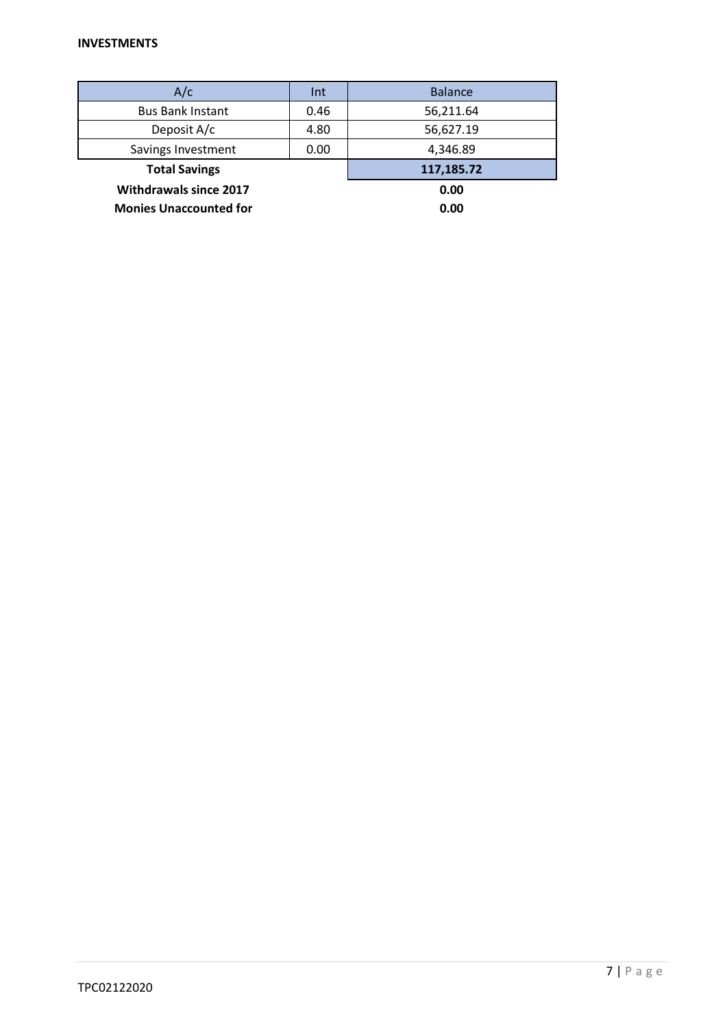**INVESTMENTS**

| A/c | Int | Balance |
|---|---|---|
| Bus Bank Instant | 0.46 | 56,211.64 |
| Deposit A/c | 4.80 | 56,627.19 |
| Savings Investment | 0.00 | 4,346.89 |
| **Total Savings** | | **117,185.72** |
| **Withdrawals since 2017** | | **0.00** |
| **Monies Unaccounted for** | | **0.00** |

TPC02122020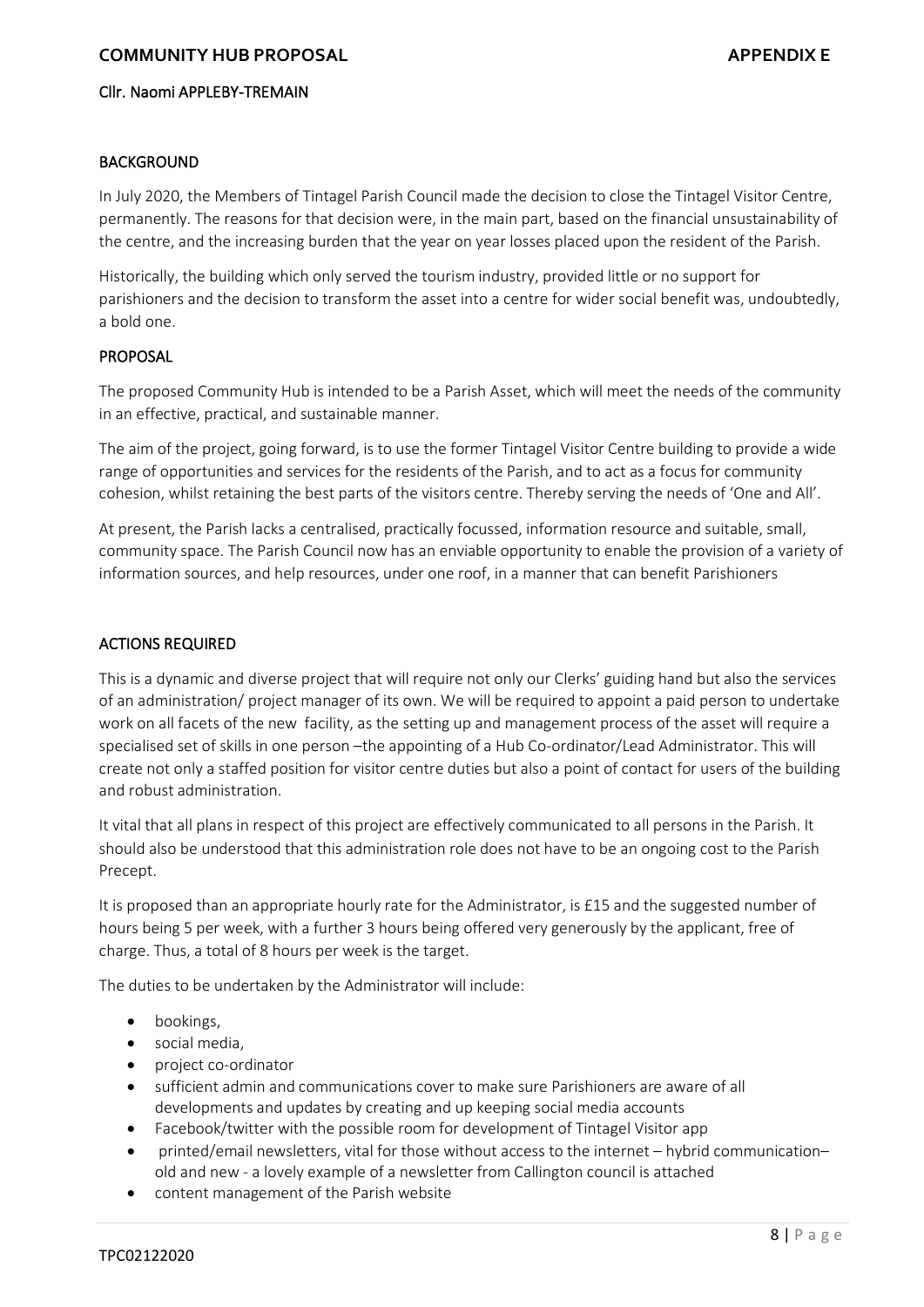## COMMUNITY HUB PROPOSAL — APPENDIX E

Cllr. Naomi APPLEBY-TREMAIN

### BACKGROUND

In July 2020, the Members of Tintagel Parish Council made the decision to close the Tintagel Visitor Centre, permanently. The reasons for that decision were, in the main part, based on the financial unsustainability of the centre, and the increasing burden that the year on year losses placed upon the resident of the Parish.

Historically, the building which only served the tourism industry, provided little or no support for parishioners and the decision to transform the asset into a centre for wider social benefit was, undoubtedly, a bold one.

### PROPOSAL

The proposed Community Hub is intended to be a Parish Asset, which will meet the needs of the community in an effective, practical, and sustainable manner.

The aim of the project, going forward, is to use the former Tintagel Visitor Centre building to provide a wide range of opportunities and services for the residents of the Parish, and to act as a focus for community cohesion, whilst retaining the best parts of the visitors centre. Thereby serving the needs of 'One and All'.

At present, the Parish lacks a centralised, practically focussed, information resource and suitable, small, community space. The Parish Council now has an enviable opportunity to enable the provision of a variety of information sources, and help resources, under one roof, in a manner that can benefit Parishioners

### ACTIONS REQUIRED

This is a dynamic and diverse project that will require not only our Clerks' guiding hand but also the services of an administration/ project manager of its own. We will be required to appoint a paid person to undertake work on all facets of the new facility, as the setting up and management process of the asset will require a specialised set of skills in one person –the appointing of a Hub Co-ordinator/Lead Administrator. This will create not only a staffed position for visitor centre duties but also a point of contact for users of the building and robust administration.

It vital that all plans in respect of this project are effectively communicated to all persons in the Parish. It should also be understood that this administration role does not have to be an ongoing cost to the Parish Precept.

It is proposed than an appropriate hourly rate for the Administrator, is £15 and the suggested number of hours being 5 per week, with a further 3 hours being offered very generously by the applicant, free of charge. Thus, a total of 8 hours per week is the target.

The duties to be undertaken by the Administrator will include:

- bookings,
- social media,
- project co-ordinator
- sufficient admin and communications cover to make sure Parishioners are aware of all developments and updates by creating and up keeping social media accounts
- Facebook/twitter with the possible room for development of Tintagel Visitor app
- printed/email newsletters, vital for those without access to the internet – hybrid communication– old and new - a lovely example of a newsletter from Callington council is attached
- content management of the Parish website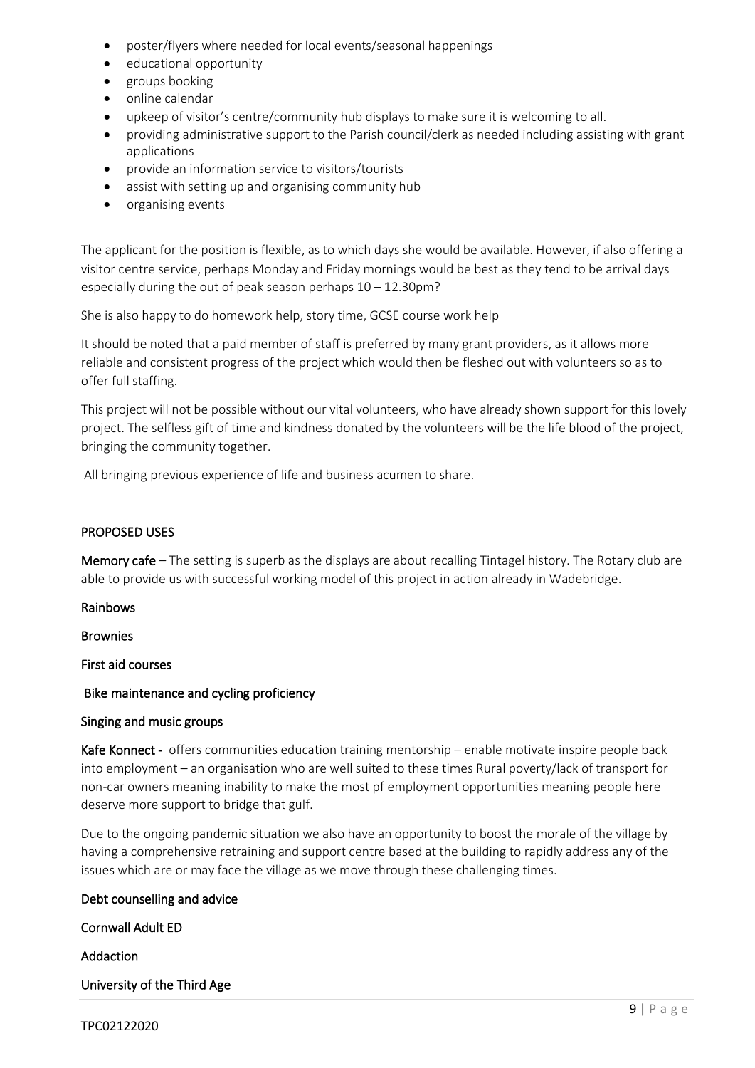- poster/flyers where needed for local events/seasonal happenings
- educational opportunity
- groups booking
- online calendar
- upkeep of visitor's centre/community hub displays to make sure it is welcoming to all.
- providing administrative support to the Parish council/clerk as needed including assisting with grant applications
- provide an information service to visitors/tourists
- assist with setting up and organising community hub
- organising events

The applicant for the position is flexible, as to which days she would be available. However, if also offering a visitor centre service, perhaps Monday and Friday mornings would be best as they tend to be arrival days especially during the out of peak season perhaps 10 – 12.30pm?

She is also happy to do homework help, story time, GCSE course work help

It should be noted that a paid member of staff is preferred by many grant providers, as it allows more reliable and consistent progress of the project which would then be fleshed out with volunteers so as to offer full staffing.

This project will not be possible without our vital volunteers, who have already shown support for this lovely project. The selfless gift of time and kindness donated by the volunteers will be the life blood of the project, bringing the community together.

All bringing previous experience of life and business acumen to share.

## PROPOSED USES

**Memory cafe** – The setting is superb as the displays are about recalling Tintagel history. The Rotary club are able to provide us with successful working model of this project in action already in Wadebridge.

**Rainbows**

**Brownies**

**First aid courses**

**Bike maintenance and cycling proficiency**

**Singing and music groups**

**Kafe Konnect** - offers communities education training mentorship – enable motivate inspire people back into employment – an organisation who are well suited to these times Rural poverty/lack of transport for non-car owners meaning inability to make the most pf employment opportunities meaning people here deserve more support to bridge that gulf.

Due to the ongoing pandemic situation we also have an opportunity to boost the morale of the village by having a comprehensive retraining and support centre based at the building to rapidly address any of the issues which are or may face the village as we move through these challenging times.

**Debt counselling and advice**

**Cornwall Adult ED**

**Addaction**

**University of the Third Age**

TPC02122020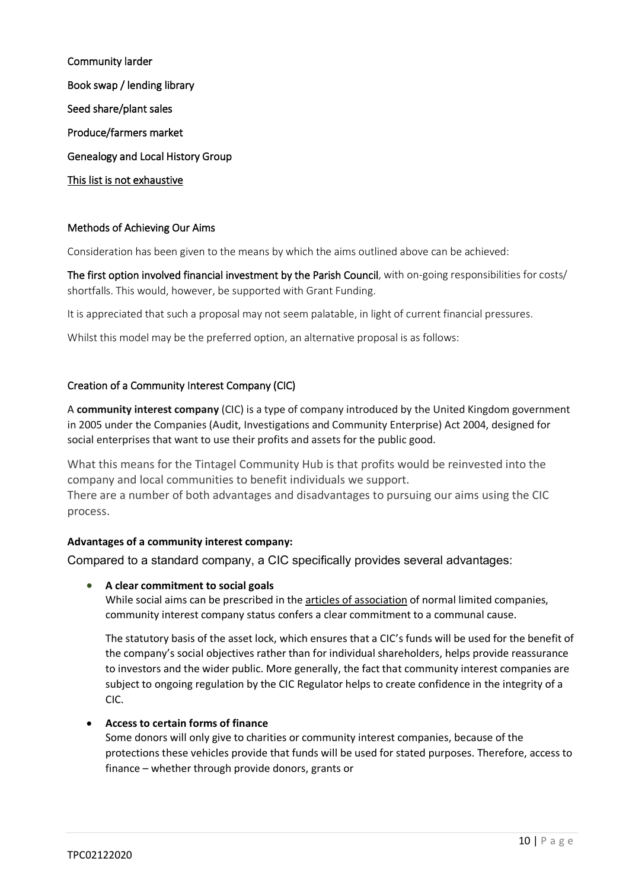Community larder

Book swap / lending library

Seed share/plant sales

Produce/farmers market

Genealogy and Local History Group

This list is not exhaustive

### Methods of Achieving Our Aims

Consideration has been given to the means by which the aims outlined above can be achieved:

The first option involved financial investment by the Parish Council, with on-going responsibilities for costs/ shortfalls. This would, however, be supported with Grant Funding.

It is appreciated that such a proposal may not seem palatable, in light of current financial pressures.

Whilst this model may be the preferred option, an alternative proposal is as follows:

### Creation of a Community Interest Company (CIC)

A **community interest company** (CIC) is a type of company introduced by the United Kingdom government in 2005 under the Companies (Audit, Investigations and Community Enterprise) Act 2004, designed for social enterprises that want to use their profits and assets for the public good.

What this means for the Tintagel Community Hub is that profits would be reinvested into the company and local communities to benefit individuals we support.
There are a number of both advantages and disadvantages to pursuing our aims using the CIC process.

**Advantages of a community interest company:**

Compared to a standard company, a CIC specifically provides several advantages:

- **A clear commitment to social goals**
  While social aims can be prescribed in the articles of association of normal limited companies, community interest company status confers a clear commitment to a communal cause.

  The statutory basis of the asset lock, which ensures that a CIC's funds will be used for the benefit of the company's social objectives rather than for individual shareholders, helps provide reassurance to investors and the wider public. More generally, the fact that community interest companies are subject to ongoing regulation by the CIC Regulator helps to create confidence in the integrity of a CIC.

- **Access to certain forms of finance**
  Some donors will only give to charities or community interest companies, because of the protections these vehicles provide that funds will be used for stated purposes. Therefore, access to finance – whether through provide donors, grants or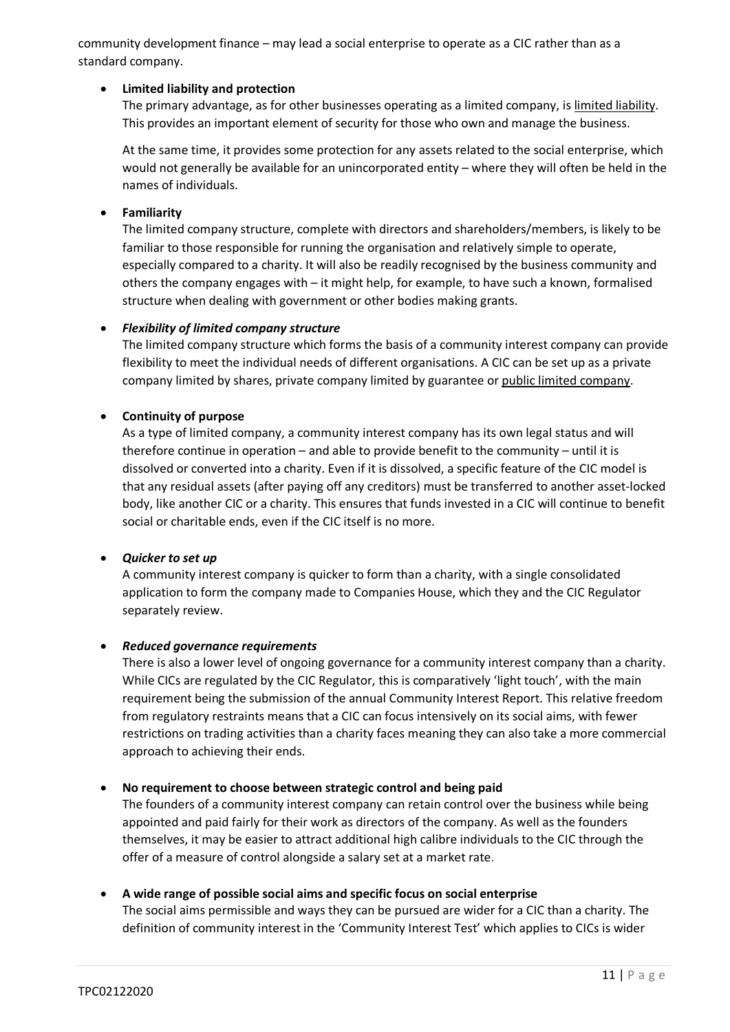community development finance – may lead a social enterprise to operate as a CIC rather than as a standard company.

- **Limited liability and protection**

  The primary advantage, as for other businesses operating as a limited company, is limited liability. This provides an important element of security for those who own and manage the business.

  At the same time, it provides some protection for any assets related to the social enterprise, which would not generally be available for an unincorporated entity – where they will often be held in the names of individuals.

- **Familiarity**

  The limited company structure, complete with directors and shareholders/members, is likely to be familiar to those responsible for running the organisation and relatively simple to operate, especially compared to a charity. It will also be readily recognised by the business community and others the company engages with – it might help, for example, to have such a known, formalised structure when dealing with government or other bodies making grants.

- ***Flexibility of limited company structure***

  The limited company structure which forms the basis of a community interest company can provide flexibility to meet the individual needs of different organisations. A CIC can be set up as a private company limited by shares, private company limited by guarantee or public limited company.

- **Continuity of purpose**

  As a type of limited company, a community interest company has its own legal status and will therefore continue in operation – and able to provide benefit to the community – until it is dissolved or converted into a charity. Even if it is dissolved, a specific feature of the CIC model is that any residual assets (after paying off any creditors) must be transferred to another asset-locked body, like another CIC or a charity. This ensures that funds invested in a CIC will continue to benefit social or charitable ends, even if the CIC itself is no more.

- ***Quicker to set up***

  A community interest company is quicker to form than a charity, with a single consolidated application to form the company made to Companies House, which they and the CIC Regulator separately review.

- ***Reduced governance requirements***

  There is also a lower level of ongoing governance for a community interest company than a charity. While CICs are regulated by the CIC Regulator, this is comparatively 'light touch', with the main requirement being the submission of the annual Community Interest Report. This relative freedom from regulatory restraints means that a CIC can focus intensively on its social aims, with fewer restrictions on trading activities than a charity faces meaning they can also take a more commercial approach to achieving their ends.

- **No requirement to choose between strategic control and being paid**

  The founders of a community interest company can retain control over the business while being appointed and paid fairly for their work as directors of the company. As well as the founders themselves, it may be easier to attract additional high calibre individuals to the CIC through the offer of a measure of control alongside a salary set at a market rate.

- **A wide range of possible social aims and specific focus on social enterprise**

  The social aims permissible and ways they can be pursued are wider for a CIC than a charity. The definition of community interest in the 'Community Interest Test' which applies to CICs is wider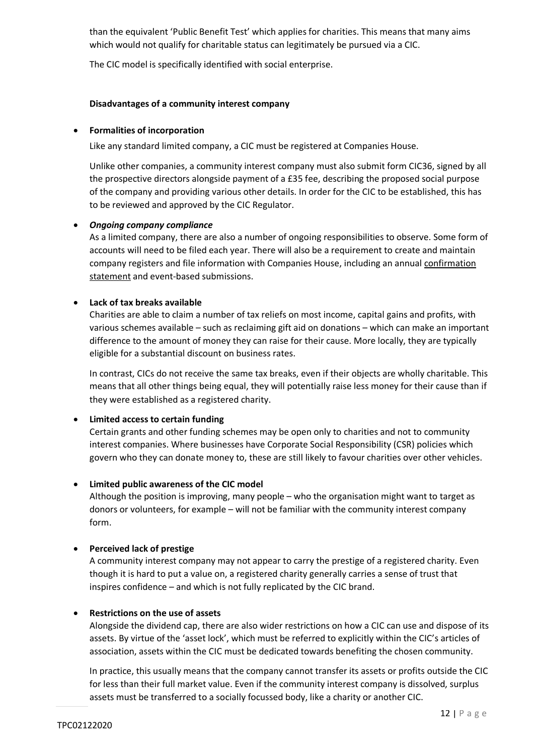than the equivalent 'Public Benefit Test' which applies for charities. This means that many aims which would not qualify for charitable status can legitimately be pursued via a CIC.

The CIC model is specifically identified with social enterprise.

**Disadvantages of a community interest company**

- **Formalities of incorporation**

  Like any standard limited company, a CIC must be registered at Companies House.

  Unlike other companies, a community interest company must also submit form CIC36, signed by all the prospective directors alongside payment of a £35 fee, describing the proposed social purpose of the company and providing various other details. In order for the CIC to be established, this has to be reviewed and approved by the CIC Regulator.

- ***Ongoing company compliance***

  As a limited company, there are also a number of ongoing responsibilities to observe. Some form of accounts will need to be filed each year. There will also be a requirement to create and maintain company registers and file information with Companies House, including an annual confirmation statement and event-based submissions.

- **Lack of tax breaks available**

  Charities are able to claim a number of tax reliefs on most income, capital gains and profits, with various schemes available – such as reclaiming gift aid on donations – which can make an important difference to the amount of money they can raise for their cause. More locally, they are typically eligible for a substantial discount on business rates.

  In contrast, CICs do not receive the same tax breaks, even if their objects are wholly charitable. This means that all other things being equal, they will potentially raise less money for their cause than if they were established as a registered charity.

- **Limited access to certain funding**

  Certain grants and other funding schemes may be open only to charities and not to community interest companies. Where businesses have Corporate Social Responsibility (CSR) policies which govern who they can donate money to, these are still likely to favour charities over other vehicles.

- **Limited public awareness of the CIC model**

  Although the position is improving, many people – who the organisation might want to target as donors or volunteers, for example – will not be familiar with the community interest company form.

- **Perceived lack of prestige**

  A community interest company may not appear to carry the prestige of a registered charity. Even though it is hard to put a value on, a registered charity generally carries a sense of trust that inspires confidence – and which is not fully replicated by the CIC brand.

- **Restrictions on the use of assets**

  Alongside the dividend cap, there are also wider restrictions on how a CIC can use and dispose of its assets. By virtue of the 'asset lock', which must be referred to explicitly within the CIC's articles of association, assets within the CIC must be dedicated towards benefiting the chosen community.

  In practice, this usually means that the company cannot transfer its assets or profits outside the CIC for less than their full market value. Even if the community interest company is dissolved, surplus assets must be transferred to a socially focussed body, like a charity or another CIC.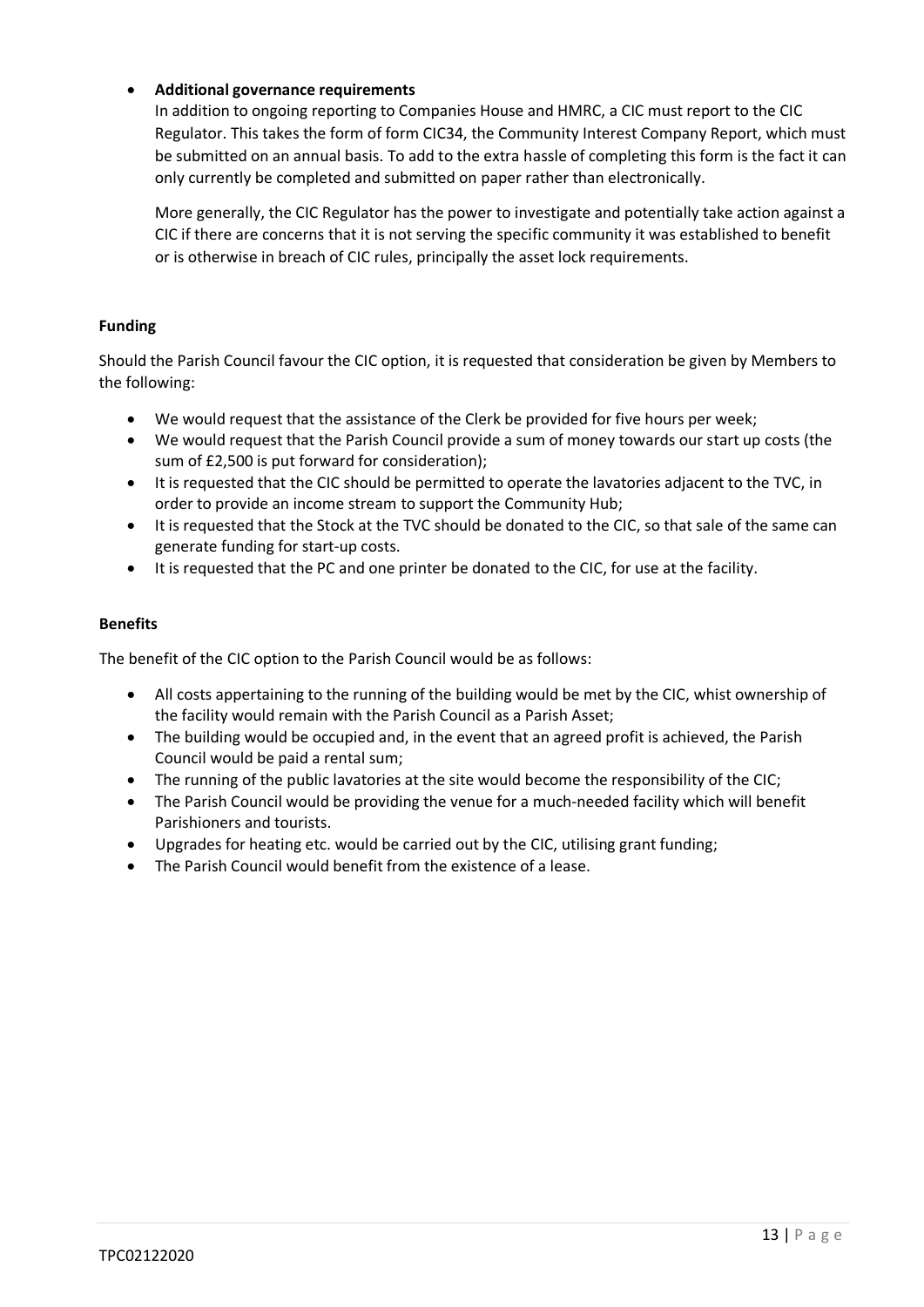- **Additional governance requirements**

  In addition to ongoing reporting to Companies House and HMRC, a CIC must report to the CIC Regulator. This takes the form of form CIC34, the Community Interest Company Report, which must be submitted on an annual basis. To add to the extra hassle of completing this form is the fact it can only currently be completed and submitted on paper rather than electronically.

  More generally, the CIC Regulator has the power to investigate and potentially take action against a CIC if there are concerns that it is not serving the specific community it was established to benefit or is otherwise in breach of CIC rules, principally the asset lock requirements.

**Funding**

Should the Parish Council favour the CIC option, it is requested that consideration be given by Members to the following:

- We would request that the assistance of the Clerk be provided for five hours per week;
- We would request that the Parish Council provide a sum of money towards our start up costs (the sum of £2,500 is put forward for consideration);
- It is requested that the CIC should be permitted to operate the lavatories adjacent to the TVC, in order to provide an income stream to support the Community Hub;
- It is requested that the Stock at the TVC should be donated to the CIC, so that sale of the same can generate funding for start-up costs.
- It is requested that the PC and one printer be donated to the CIC, for use at the facility.

**Benefits**

The benefit of the CIC option to the Parish Council would be as follows:

- All costs appertaining to the running of the building would be met by the CIC, whist ownership of the facility would remain with the Parish Council as a Parish Asset;
- The building would be occupied and, in the event that an agreed profit is achieved, the Parish Council would be paid a rental sum;
- The running of the public lavatories at the site would become the responsibility of the CIC;
- The Parish Council would be providing the venue for a much-needed facility which will benefit Parishioners and tourists.
- Upgrades for heating etc. would be carried out by the CIC, utilising grant funding;
- The Parish Council would benefit from the existence of a lease.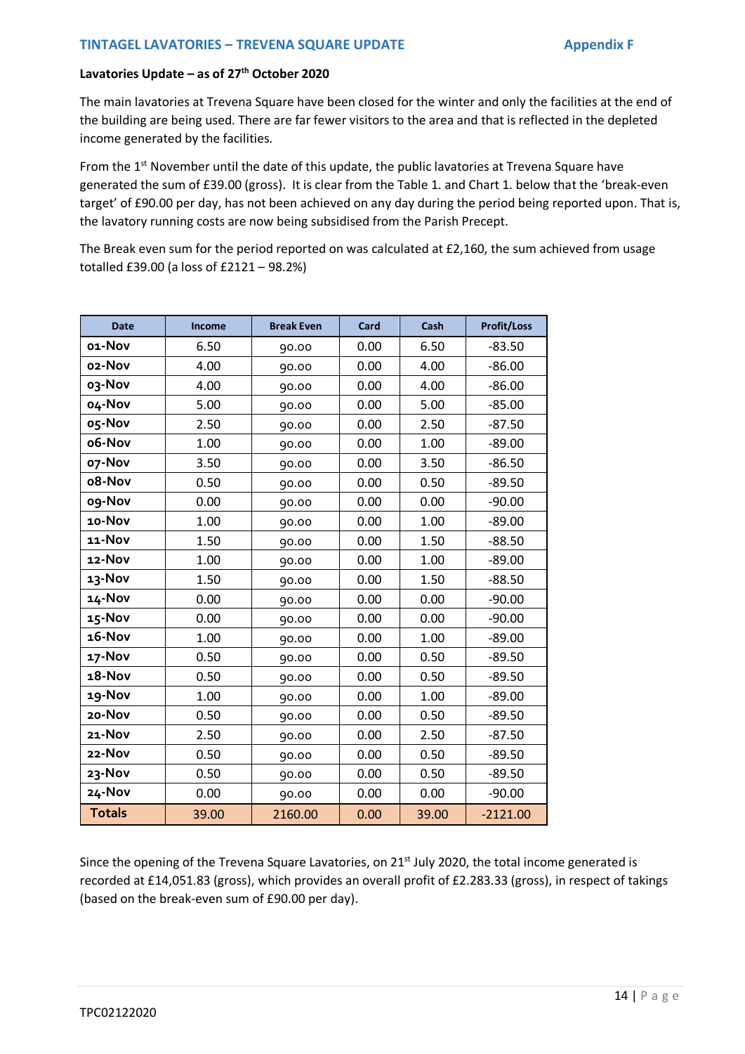**TINTAGEL LAVATORIES – TREVENA SQUARE UPDATE** **Appendix F**

**Lavatories Update – as of 27th October 2020**

The main lavatories at Trevena Square have been closed for the winter and only the facilities at the end of the building are being used. There are far fewer visitors to the area and that is reflected in the depleted income generated by the facilities.

From the 1st November until the date of this update, the public lavatories at Trevena Square have generated the sum of £39.00 (gross). It is clear from the Table 1. and Chart 1. below that the 'break-even target' of £90.00 per day, has not been achieved on any day during the period being reported upon. That is, the lavatory running costs are now being subsidised from the Parish Precept.

The Break even sum for the period reported on was calculated at £2,160, the sum achieved from usage totalled £39.00 (a loss of £2121 – 98.2%)

| Date | Income | Break Even | Card | Cash | Profit/Loss |
|---|---|---|---|---|---|
| 01-Nov | 6.50 | 90.00 | 0.00 | 6.50 | -83.50 |
| 02-Nov | 4.00 | 90.00 | 0.00 | 4.00 | -86.00 |
| 03-Nov | 4.00 | 90.00 | 0.00 | 4.00 | -86.00 |
| 04-Nov | 5.00 | 90.00 | 0.00 | 5.00 | -85.00 |
| 05-Nov | 2.50 | 90.00 | 0.00 | 2.50 | -87.50 |
| 06-Nov | 1.00 | 90.00 | 0.00 | 1.00 | -89.00 |
| 07-Nov | 3.50 | 90.00 | 0.00 | 3.50 | -86.50 |
| 08-Nov | 0.50 | 90.00 | 0.00 | 0.50 | -89.50 |
| 09-Nov | 0.00 | 90.00 | 0.00 | 0.00 | -90.00 |
| 10-Nov | 1.00 | 90.00 | 0.00 | 1.00 | -89.00 |
| 11-Nov | 1.50 | 90.00 | 0.00 | 1.50 | -88.50 |
| 12-Nov | 1.00 | 90.00 | 0.00 | 1.00 | -89.00 |
| 13-Nov | 1.50 | 90.00 | 0.00 | 1.50 | -88.50 |
| 14-Nov | 0.00 | 90.00 | 0.00 | 0.00 | -90.00 |
| 15-Nov | 0.00 | 90.00 | 0.00 | 0.00 | -90.00 |
| 16-Nov | 1.00 | 90.00 | 0.00 | 1.00 | -89.00 |
| 17-Nov | 0.50 | 90.00 | 0.00 | 0.50 | -89.50 |
| 18-Nov | 0.50 | 90.00 | 0.00 | 0.50 | -89.50 |
| 19-Nov | 1.00 | 90.00 | 0.00 | 1.00 | -89.00 |
| 20-Nov | 0.50 | 90.00 | 0.00 | 0.50 | -89.50 |
| 21-Nov | 2.50 | 90.00 | 0.00 | 2.50 | -87.50 |
| 22-Nov | 0.50 | 90.00 | 0.00 | 0.50 | -89.50 |
| 23-Nov | 0.50 | 90.00 | 0.00 | 0.50 | -89.50 |
| 24-Nov | 0.00 | 90.00 | 0.00 | 0.00 | -90.00 |
| **Totals** | 39.00 | 2160.00 | 0.00 | 39.00 | -2121.00 |

Since the opening of the Trevena Square Lavatories, on 21st July 2020, the total income generated is recorded at £14,051.83 (gross), which provides an overall profit of £2.283.33 (gross), in respect of takings (based on the break-even sum of £90.00 per day).

TPC02122020